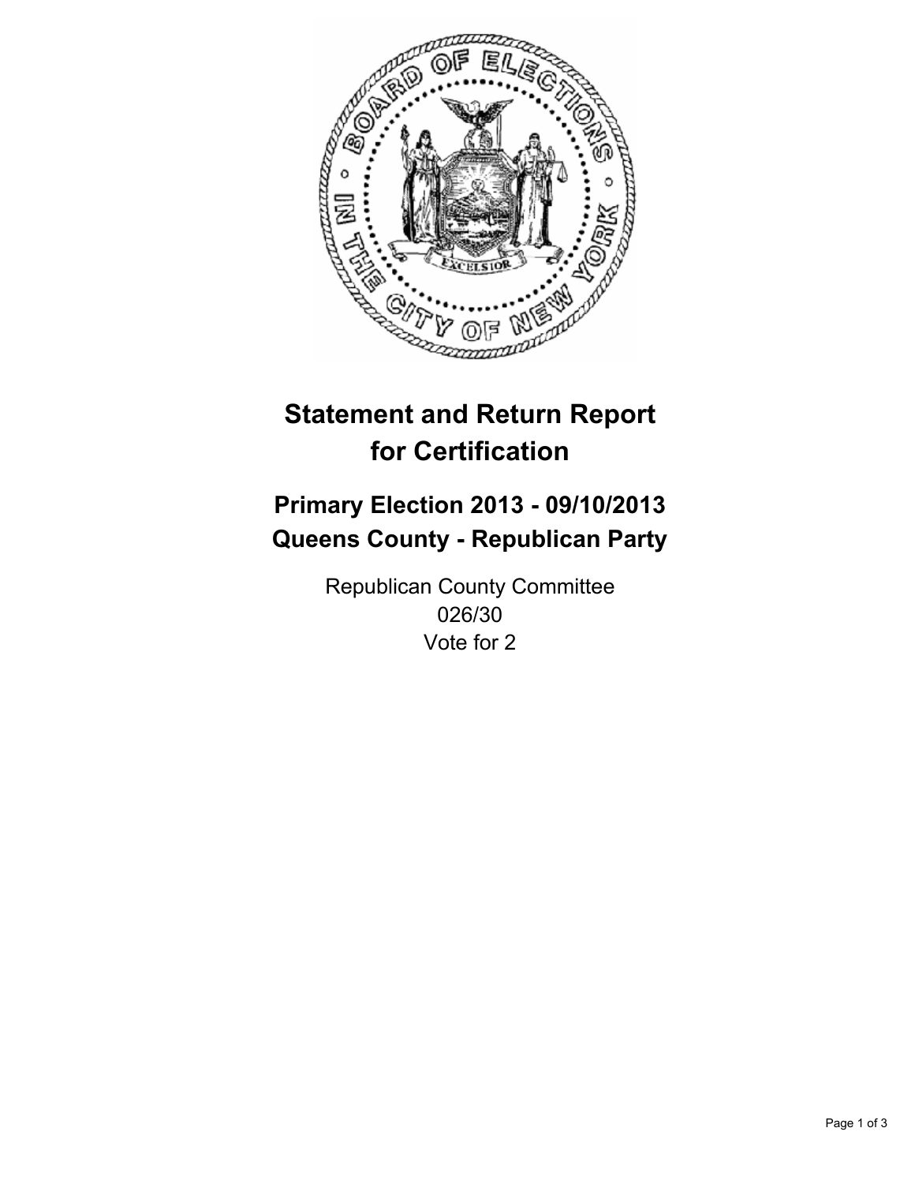# Statement and Return Report for Certification

## Primary Election 2013 - 09/10/2013
## Queens County - Republican Party

Republican County Committee
026/30
Vote for 2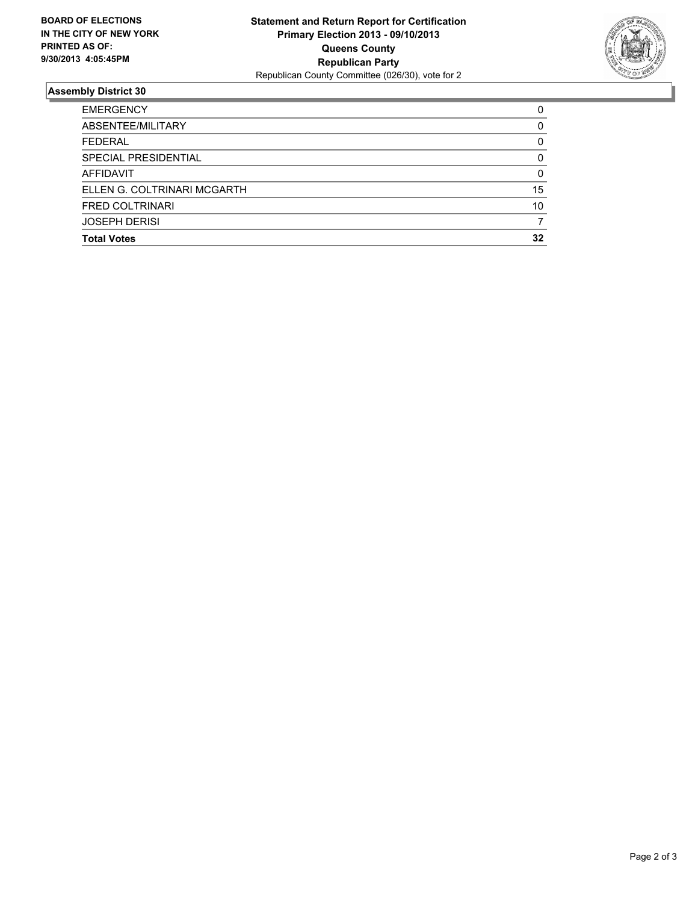**BOARD OF ELECTIONS IN THE CITY OF NEW YORK PRINTED AS OF: 9/30/2013 4:05:45PM**

**Statement and Return Report for Certification**
**Primary Election 2013 - 09/10/2013**
**Queens County**
**Republican Party**
Republican County Committee (026/30), vote for 2

## Assembly District 30

| | |
|---|---|
| EMERGENCY | 0 |
| ABSENTEE/MILITARY | 0 |
| FEDERAL | 0 |
| SPECIAL PRESIDENTIAL | 0 |
| AFFIDAVIT | 0 |
| ELLEN G. COLTRINARI MCGARTH | 15 |
| FRED COLTRINARI | 10 |
| JOSEPH DERISI | 7 |
| **Total Votes** | **32** |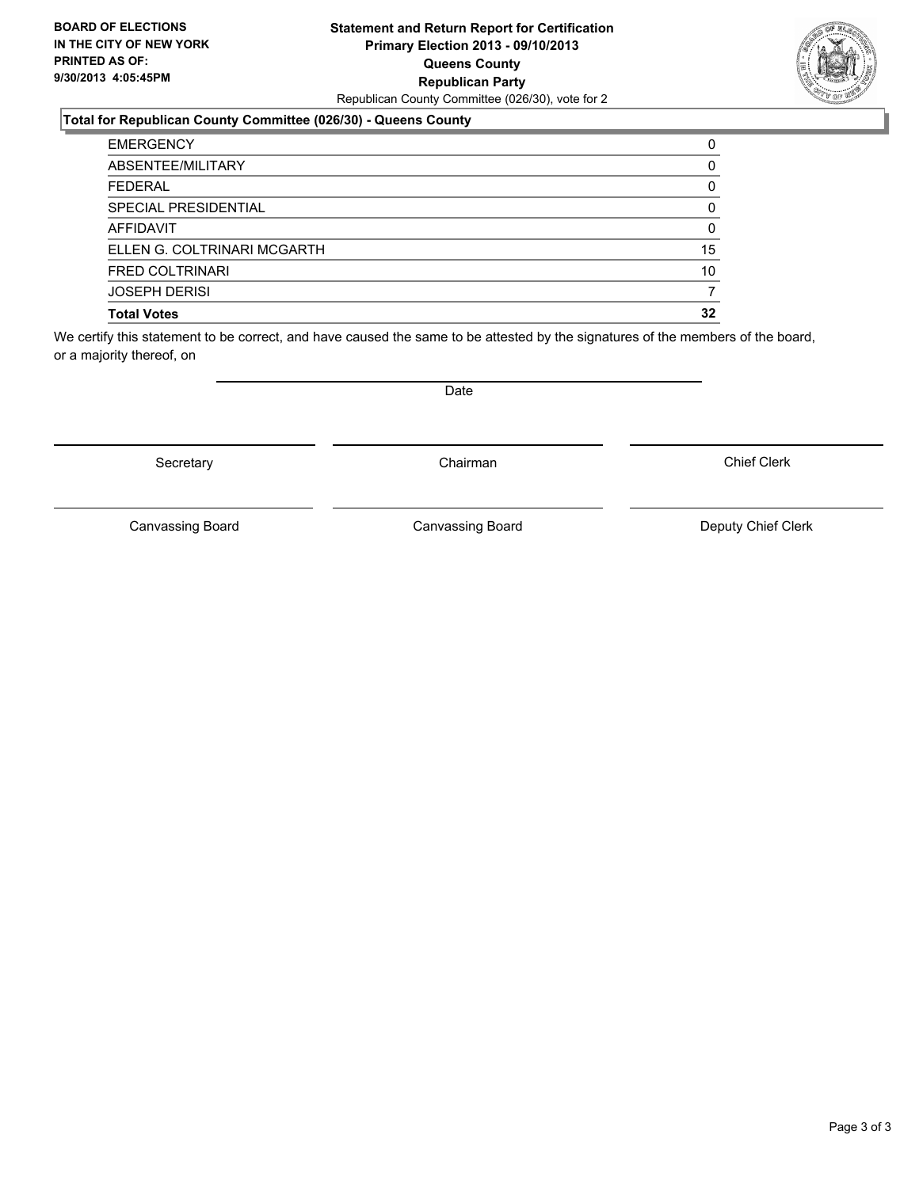**BOARD OF ELECTIONS IN THE CITY OF NEW YORK PRINTED AS OF: 9/30/2013 4:05:45PM**

**Statement and Return Report for Certification**
**Primary Election 2013 - 09/10/2013**
**Queens County**
**Republican Party**
Republican County Committee (026/30), vote for 2

**Total for Republican County Committee (026/30) - Queens County**

| | |
|---|---|
| EMERGENCY | 0 |
| ABSENTEE/MILITARY | 0 |
| FEDERAL | 0 |
| SPECIAL PRESIDENTIAL | 0 |
| AFFIDAVIT | 0 |
| ELLEN G. COLTRINARI MCGARTH | 15 |
| FRED COLTRINARI | 10 |
| JOSEPH DERISI | 7 |
| **Total Votes** | **32** |

We certify this statement to be correct, and have caused the same to be attested by the signatures of the members of the board, or a majority thereof, on

Date

Secretary | Chairman | Chief Clerk

Canvassing Board | Canvassing Board | Deputy Chief Clerk